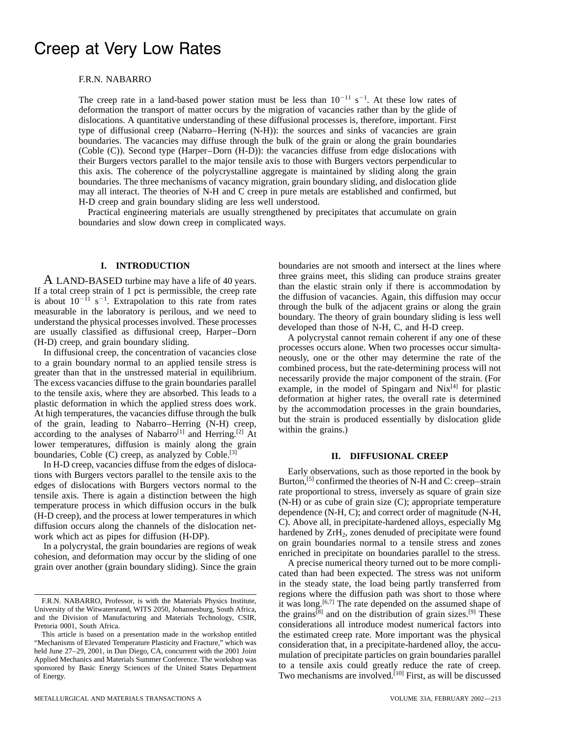# Creep at Very Low Rates

F.R.N. NABARRO

The creep rate in a land-based power station must be less than $10^{-11}$ s$^{-1}$. At these low rates of deformation the transport of matter occurs by the migration of vacancies rather than by the glide of dislocations. A quantitative understanding of these diffusional processes is, therefore, important. First type of diffusional creep (Nabarro–Herring (N-H)): the sources and sinks of vacancies are grain boundaries. The vacancies may diffuse through the bulk of the grain or along the grain boundaries (Coble (C)). Second type (Harper–Dorn (H-D)): the vacancies diffuse from edge dislocations with their Burgers vectors parallel to the major tensile axis to those with Burgers vectors perpendicular to this axis. The coherence of the polycrystalline aggregate is maintained by sliding along the grain boundaries. The three mechanisms of vacancy migration, grain boundary sliding, and dislocation glide may all interact. The theories of N-H and C creep in pure metals are established and confirmed, but H-D creep and grain boundary sliding are less well understood.

Practical engineering materials are usually strengthened by precipitates that accumulate on grain boundaries and slow down creep in complicated ways.

## I. INTRODUCTION

A LAND-BASED turbine may have a life of 40 years. If a total creep strain of 1 pct is permissible, the creep rate is about $10^{-11}$ s$^{-1}$. Extrapolation to this rate from rates measurable in the laboratory is perilous, and we need to understand the physical processes involved. These processes are usually classified as diffusional creep, Harper–Dorn (H-D) creep, and grain boundary sliding.

In diffusional creep, the concentration of vacancies close to a grain boundary normal to an applied tensile stress is greater than that in the unstressed material in equilibrium. The excess vacancies diffuse to the grain boundaries parallel to the tensile axis, where they are absorbed. This leads to a plastic deformation in which the applied stress does work. At high temperatures, the vacancies diffuse through the bulk of the grain, leading to Nabarro–Herring (N-H) creep, according to the analyses of Nabarro[1] and Herring.[2] At lower temperatures, diffusion is mainly along the grain boundaries, Coble (C) creep, as analyzed by Coble.[3]

In H-D creep, vacancies diffuse from the edges of dislocations with Burgers vectors parallel to the tensile axis to the edges of dislocations with Burgers vectors normal to the tensile axis. There is again a distinction between the high temperature process in which diffusion occurs in the bulk (H-D creep), and the process at lower temperatures in which diffusion occurs along the channels of the dislocation network which act as pipes for diffusion (H-DP).

In a polycrystal, the grain boundaries are regions of weak cohesion, and deformation may occur by the sliding of one grain over another (grain boundary sliding). Since the grain boundaries are not smooth and intersect at the lines where three grains meet, this sliding can produce strains greater than the elastic strain only if there is accommodation by the diffusion of vacancies. Again, this diffusion may occur through the bulk of the adjacent grains or along the grain boundary. The theory of grain boundary sliding is less well developed than those of N-H, C, and H-D creep.

A polycrystal cannot remain coherent if any one of these processes occurs alone. When two processes occur simultaneously, one or the other may determine the rate of the combined process, but the rate-determining process will not necessarily provide the major component of the strain. (For example, in the model of Spingarn and Nix[4] for plastic deformation at higher rates, the overall rate is determined by the accommodation processes in the grain boundaries, but the strain is produced essentially by dislocation glide within the grains.)

## II. DIFFUSIONAL CREEP

Early observations, such as those reported in the book by Burton,[5] confirmed the theories of N-H and C: creep–strain rate proportional to stress, inversely as square of grain size (N-H) or as cube of grain size (C); appropriate temperature dependence (N-H, C); and correct order of magnitude (N-H, C). Above all, in precipitate-hardened alloys, especially Mg hardened by $ZrH_2$, zones denuded of precipitate were found on grain boundaries normal to a tensile stress and zones enriched in precipitate on boundaries parallel to the stress.

A precise numerical theory turned out to be more complicated than had been expected. The stress was not uniform in the steady state, the load being partly transferred from regions where the diffusion path was short to those where it was long.[6,7] The rate depended on the assumed shape of the grains[8] and on the distribution of grain sizes.[9] These considerations all introduce modest numerical factors into the estimated creep rate. More important was the physical consideration that, in a precipitate-hardened alloy, the accumulation of precipitate particles on grain boundaries parallel to a tensile axis could greatly reduce the rate of creep. Two mechanisms are involved.[10] First, as will be discussed

F.R.N. NABARRO, Professor, is with the Materials Physics Institute, University of the Witwatersrand, WITS 2050, Johannesburg, South Africa, and the Division of Manufacturing and Materials Technology, CSIR, Pretoria 0001, South Africa.

This article is based on a presentation made in the workshop entitled "Mechanisms of Elevated Temperature Plasticity and Fracture," which was held June 27–29, 2001, in Dan Diego, CA, concurrent with the 2001 Joint Applied Mechanics and Materials Summer Conference. The workshop was sponsored by Basic Energy Sciences of the United States Department of Energy.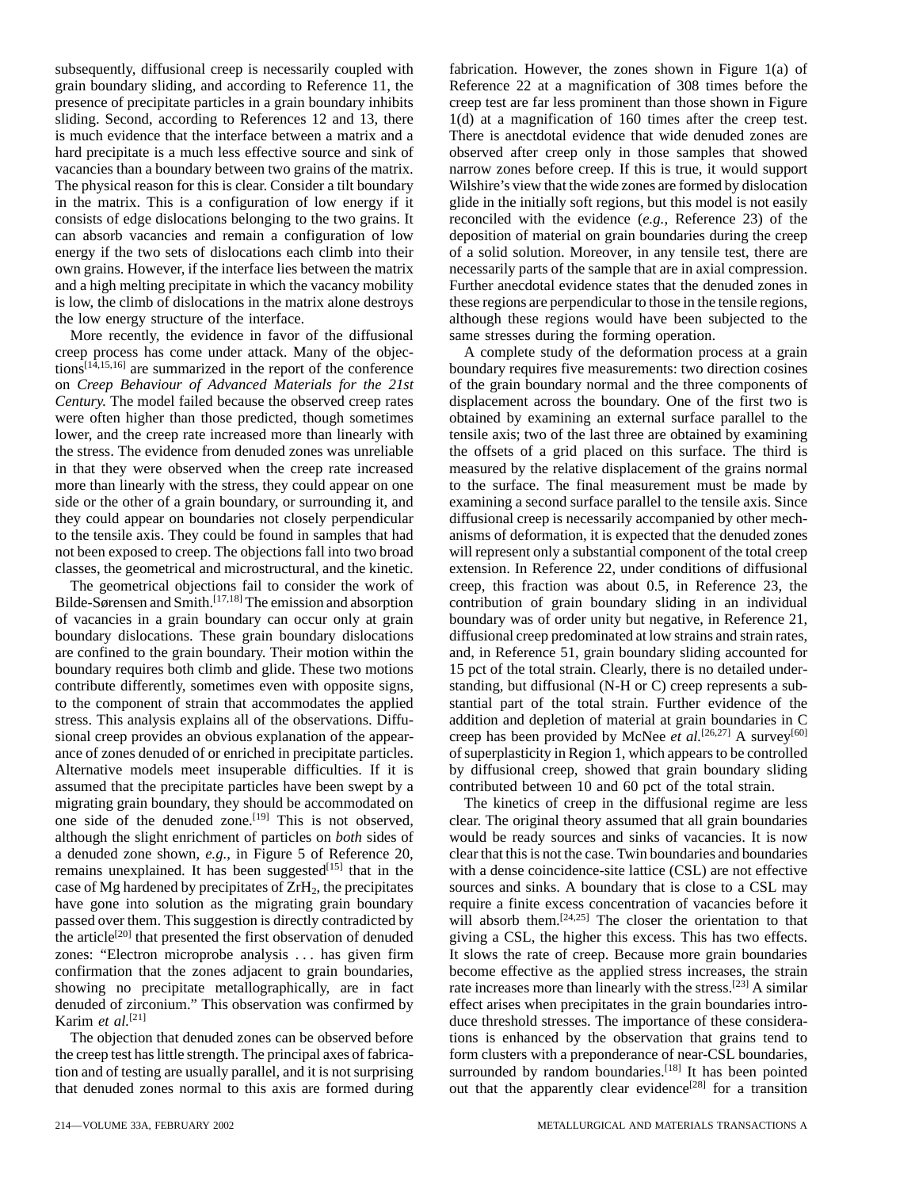subsequently, diffusional creep is necessarily coupled with grain boundary sliding, and according to Reference 11, the presence of precipitate particles in a grain boundary inhibits sliding. Second, according to References 12 and 13, there is much evidence that the interface between a matrix and a hard precipitate is a much less effective source and sink of vacancies than a boundary between two grains of the matrix. The physical reason for this is clear. Consider a tilt boundary in the matrix. This is a configuration of low energy if it consists of edge dislocations belonging to the two grains. It can absorb vacancies and remain a configuration of low energy if the two sets of dislocations each climb into their own grains. However, if the interface lies between the matrix and a high melting precipitate in which the vacancy mobility is low, the climb of dislocations in the matrix alone destroys the low energy structure of the interface.

More recently, the evidence in favor of the diffusional creep process has come under attack. Many of the objections[14,15,16] are summarized in the report of the conference on *Creep Behaviour of Advanced Materials for the 21st Century.* The model failed because the observed creep rates were often higher than those predicted, though sometimes lower, and the creep rate increased more than linearly with the stress. The evidence from denuded zones was unreliable in that they were observed when the creep rate increased more than linearly with the stress, they could appear on one side or the other of a grain boundary, or surrounding it, and they could appear on boundaries not closely perpendicular to the tensile axis. They could be found in samples that had not been exposed to creep. The objections fall into two broad classes, the geometrical and microstructural, and the kinetic.

The geometrical objections fail to consider the work of Bilde-Sørensen and Smith.[17,18] The emission and absorption of vacancies in a grain boundary can occur only at grain boundary dislocations. These grain boundary dislocations are confined to the grain boundary. Their motion within the boundary requires both climb and glide. These two motions contribute differently, sometimes even with opposite signs, to the component of strain that accommodates the applied stress. This analysis explains all of the observations. Diffusional creep provides an obvious explanation of the appearance of zones denuded of or enriched in precipitate particles. Alternative models meet insuperable difficulties. If it is assumed that the precipitate particles have been swept by a migrating grain boundary, they should be accommodated on one side of the denuded zone.[19] This is not observed, although the slight enrichment of particles on *both* sides of a denuded zone shown, *e.g.*, in Figure 5 of Reference 20, remains unexplained. It has been suggested[15] that in the case of Mg hardened by precipitates of $ZrH_2$, the precipitates have gone into solution as the migrating grain boundary passed over them. This suggestion is directly contradicted by the article[20] that presented the first observation of denuded zones: "Electron microprobe analysis . . . has given firm confirmation that the zones adjacent to grain boundaries, showing no precipitate metallographically, are in fact denuded of zirconium." This observation was confirmed by Karim *et al.*[21]

The objection that denuded zones can be observed before the creep test has little strength. The principal axes of fabrication and of testing are usually parallel, and it is not surprising that denuded zones normal to this axis are formed during fabrication. However, the zones shown in Figure 1(a) of Reference 22 at a magnification of 308 times before the creep test are far less prominent than those shown in Figure 1(d) at a magnification of 160 times after the creep test. There is anectdotal evidence that wide denuded zones are observed after creep only in those samples that showed narrow zones before creep. If this is true, it would support Wilshire's view that the wide zones are formed by dislocation glide in the initially soft regions, but this model is not easily reconciled with the evidence (*e.g.*, Reference 23) of the deposition of material on grain boundaries during the creep of a solid solution. Moreover, in any tensile test, there are necessarily parts of the sample that are in axial compression. Further anecdotal evidence states that the denuded zones in these regions are perpendicular to those in the tensile regions, although these regions would have been subjected to the same stresses during the forming operation.

A complete study of the deformation process at a grain boundary requires five measurements: two direction cosines of the grain boundary normal and the three components of displacement across the boundary. One of the first two is obtained by examining an external surface parallel to the tensile axis; two of the last three are obtained by examining the offsets of a grid placed on this surface. The third is measured by the relative displacement of the grains normal to the surface. The final measurement must be made by examining a second surface parallel to the tensile axis. Since diffusional creep is necessarily accompanied by other mechanisms of deformation, it is expected that the denuded zones will represent only a substantial component of the total creep extension. In Reference 22, under conditions of diffusional creep, this fraction was about 0.5, in Reference 23, the contribution of grain boundary sliding in an individual boundary was of order unity but negative, in Reference 21, diffusional creep predominated at low strains and strain rates, and, in Reference 51, grain boundary sliding accounted for 15 pct of the total strain. Clearly, there is no detailed understanding, but diffusional (N-H or C) creep represents a substantial part of the total strain. Further evidence of the addition and depletion of material at grain boundaries in C creep has been provided by McNee *et al.*[26,27] A survey[60] of superplasticity in Region 1, which appears to be controlled by diffusional creep, showed that grain boundary sliding contributed between 10 and 60 pct of the total strain.

The kinetics of creep in the diffusional regime are less clear. The original theory assumed that all grain boundaries would be ready sources and sinks of vacancies. It is now clear that this is not the case. Twin boundaries and boundaries with a dense coincidence-site lattice (CSL) are not effective sources and sinks. A boundary that is close to a CSL may require a finite excess concentration of vacancies before it will absorb them.[24,25] The closer the orientation to that giving a CSL, the higher this excess. This has two effects. It slows the rate of creep. Because more grain boundaries become effective as the applied stress increases, the strain rate increases more than linearly with the stress.[23] A similar effect arises when precipitates in the grain boundaries introduce threshold stresses. The importance of these considerations is enhanced by the observation that grains tend to form clusters with a preponderance of near-CSL boundaries, surrounded by random boundaries.[18] It has been pointed out that the apparently clear evidence[28] for a transition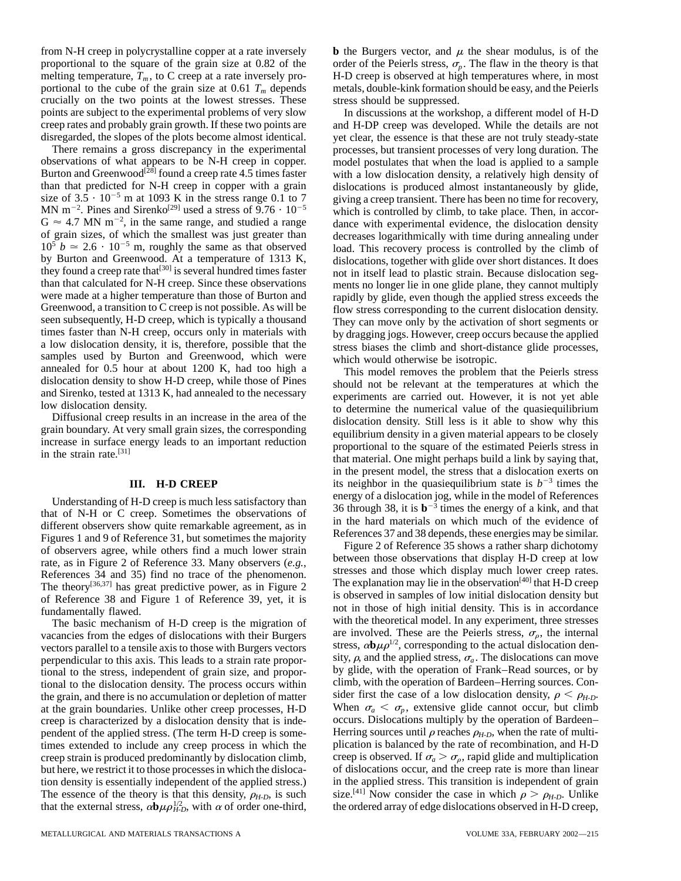from N-H creep in polycrystalline copper at a rate inversely proportional to the square of the grain size at 0.82 of the melting temperature, $T_m$, to C creep at a rate inversely proportional to the cube of the grain size at 0.61 $T_m$ depends crucially on the two points at the lowest stresses. These points are subject to the experimental problems of very slow creep rates and probably grain growth. If these two points are disregarded, the slopes of the plots become almost identical.

There remains a gross discrepancy in the experimental observations of what appears to be N-H creep in copper. Burton and Greenwood[28] found a creep rate 4.5 times faster than that predicted for N-H creep in copper with a grain size of $3.5 \cdot 10^{-5}$ m at 1093 K in the stress range 0.1 to 7 MN $m^{-2}$. Pines and Sirenko[29] used a stress of $9.76 \cdot 10^{-5}$ $G \approx 4.7$ MN $m^{-2}$, in the same range, and studied a range of grain sizes, of which the smallest was just greater than $10^5$ $b \simeq 2.6 \cdot 10^{-5}$ m, roughly the same as that observed by Burton and Greenwood. At a temperature of 1313 K, they found a creep rate that[30] is several hundred times faster than that calculated for N-H creep. Since these observations were made at a higher temperature than those of Burton and Greenwood, a transition to C creep is not possible. As will be seen subsequently, H-D creep, which is typically a thousand times faster than N-H creep, occurs only in materials with a low dislocation density, it is, therefore, possible that the samples used by Burton and Greenwood, which were annealed for 0.5 hour at about 1200 K, had too high a dislocation density to show H-D creep, while those of Pines and Sirenko, tested at 1313 K, had annealed to the necessary low dislocation density.

Diffusional creep results in an increase in the area of the grain boundary. At very small grain sizes, the corresponding increase in surface energy leads to an important reduction in the strain rate.[31]

## III. H-D CREEP

Understanding of H-D creep is much less satisfactory than that of N-H or C creep. Sometimes the observations of different observers show quite remarkable agreement, as in Figures 1 and 9 of Reference 31, but sometimes the majority of observers agree, while others find a much lower strain rate, as in Figure 2 of Reference 33. Many observers (*e.g.*, References 34 and 35) find no trace of the phenomenon. The theory[36,37] has great predictive power, as in Figure 2 of Reference 38 and Figure 1 of Reference 39, yet, it is fundamentally flawed.

The basic mechanism of H-D creep is the migration of vacancies from the edges of dislocations with their Burgers vectors parallel to a tensile axis to those with Burgers vectors perpendicular to this axis. This leads to a strain rate proportional to the stress, independent of grain size, and proportional to the dislocation density. The process occurs within the grain, and there is no accumulation or depletion of matter at the grain boundaries. Unlike other creep processes, H-D creep is characterized by a dislocation density that is independent of the applied stress. (The term H-D creep is sometimes extended to include any creep process in which the creep strain is produced predominantly by dislocation climb, but here, we restrict it to those processes in which the dislocation density is essentially independent of the applied stress.) The essence of the theory is that this density, $\rho_{H\text{-}D}$, is such that the external stress, $\alpha \mathbf{b} \mu \rho_{H\text{-}D}^{1/2}$, with $\alpha$ of order one-third, $\mathbf{b}$ the Burgers vector, and $\mu$ the shear modulus, is of the order of the Peierls stress, $\sigma_p$. The flaw in the theory is that H-D creep is observed at high temperatures where, in most metals, double-kink formation should be easy, and the Peierls stress should be suppressed.

In discussions at the workshop, a different model of H-D and H-DP creep was developed. While the details are not yet clear, the essence is that these are not truly steady-state processes, but transient processes of very long duration. The model postulates that when the load is applied to a sample with a low dislocation density, a relatively high density of dislocations is produced almost instantaneously by glide, giving a creep transient. There has been no time for recovery, which is controlled by climb, to take place. Then, in accordance with experimental evidence, the dislocation density decreases logarithmically with time during annealing under load. This recovery process is controlled by the climb of dislocations, together with glide over short distances. It does not in itself lead to plastic strain. Because dislocation segments no longer lie in one glide plane, they cannot multiply rapidly by glide, even though the applied stress exceeds the flow stress corresponding to the current dislocation density. They can move only by the activation of short segments or by dragging jogs. However, creep occurs because the applied stress biases the climb and short-distance glide processes, which would otherwise be isotropic.

This model removes the problem that the Peierls stress should not be relevant at the temperatures at which the experiments are carried out. However, it is not yet able to determine the numerical value of the quasiequilibrium dislocation density. Still less is it able to show why this equilibrium density in a given material appears to be closely proportional to the square of the estimated Peierls stress in that material. One might perhaps build a link by saying that, in the present model, the stress that a dislocation exerts on its neighbor in the quasiequilibrium state is $b^{-3}$ times the energy of a dislocation jog, while in the model of References 36 through 38, it is $\mathbf{b}^{-3}$ times the energy of a kink, and that in the hard materials on which much of the evidence of References 37 and 38 depends, these energies may be similar.

Figure 2 of Reference 35 shows a rather sharp dichotomy between those observations that display H-D creep at low stresses and those which display much lower creep rates. The explanation may lie in the observation[40] that H-D creep is observed in samples of low initial dislocation density but not in those of high initial density. This is in accordance with the theoretical model. In any experiment, three stresses are involved. These are the Peierls stress, $\sigma_\rho$, the internal stress, $\alpha \mathbf{b} \mu \rho^{1/2}$, corresponding to the actual dislocation density, $\rho$, and the applied stress, $\sigma_a$. The dislocations can move by glide, with the operation of Frank–Read sources, or by climb, with the operation of Bardeen–Herring sources. Consider first the case of a low dislocation density, $\rho < \rho_{H\text{-}D}$. When $\sigma_a < \sigma_p$, extensive glide cannot occur, but climb occurs. Dislocations multiply by the operation of Bardeen–Herring sources until $\rho$ reaches $\rho_{H\text{-}D}$, when the rate of multiplication is balanced by the rate of recombination, and H-D creep is observed. If $\sigma_a > \sigma_\rho$, rapid glide and multiplication of dislocations occur, and the creep rate is more than linear in the applied stress. This transition is independent of grain size.[41] Now consider the case in which $\rho > \rho_{H\text{-}D}$. Unlike the ordered array of edge dislocations observed in H-D creep,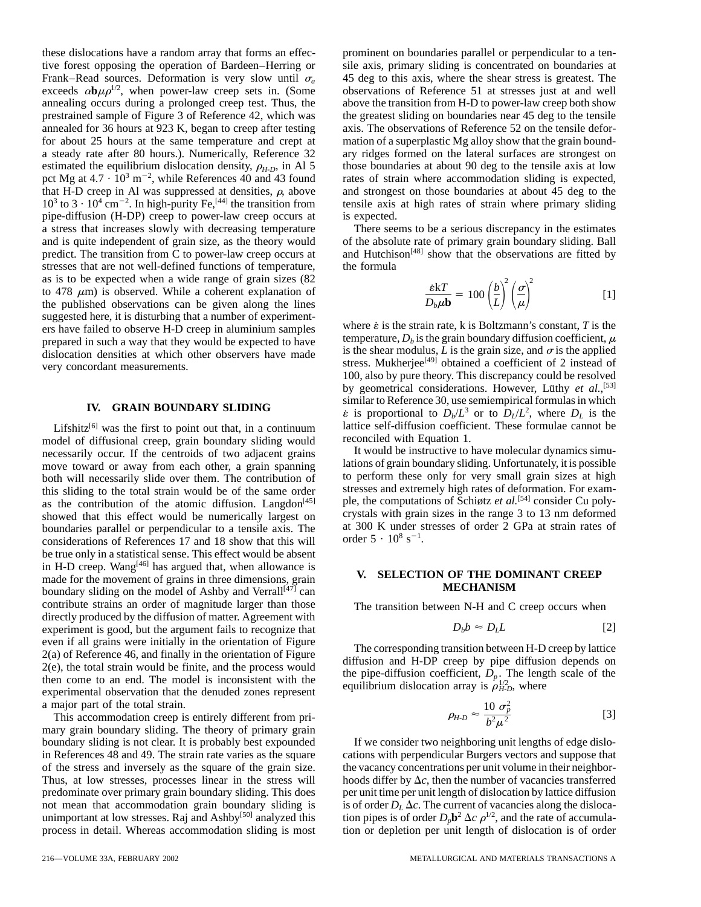these dislocations have a random array that forms an effective forest opposing the operation of Bardeen–Herring or Frank–Read sources. Deformation is very slow until $\sigma_a$ exceeds $\alpha \mathbf{b} \mu \rho^{1/2}$, when power-law creep sets in. (Some annealing occurs during a prolonged creep test. Thus, the prestrained sample of Figure 3 of Reference 42, which was annealed for 36 hours at 923 K, began to creep after testing for about 25 hours at the same temperature and crept at a steady rate after 80 hours.). Numerically, Reference 32 estimated the equilibrium dislocation density, $\rho_{H\text{-}D}$, in Al 5 pct Mg at $4.7 \cdot 10^3$ m$^{-2}$, while References 40 and 43 found that H-D creep in Al was suppressed at densities, $\rho$, above $10^3$ to $3 \cdot 10^4$ cm$^{-2}$. In high-purity Fe,[44] the transition from pipe-diffusion (H-DP) creep to power-law creep occurs at a stress that increases slowly with decreasing temperature and is quite independent of grain size, as the theory would predict. The transition from C to power-law creep occurs at stresses that are not well-defined functions of temperature, as is to be expected when a wide range of grain sizes (82 to 478 $\mu$m) is observed. While a coherent explanation of the published observations can be given along the lines suggested here, it is disturbing that a number of experimenters have failed to observe H-D creep in aluminium samples prepared in such a way that they would be expected to have dislocation densities at which other observers have made very concordant measurements.

## IV. GRAIN BOUNDARY SLIDING

Lifshitz[6] was the first to point out that, in a continuum model of diffusional creep, grain boundary sliding would necessarily occur. If the centroids of two adjacent grains move toward or away from each other, a grain spanning both will necessarily slide over them. The contribution of this sliding to the total strain would be of the same order as the contribution of the atomic diffusion. Langdon[45] showed that this effect would be numerically largest on boundaries parallel or perpendicular to a tensile axis. The considerations of References 17 and 18 show that this will be true only in a statistical sense. This effect would be absent in H-D creep. Wang[46] has argued that, when allowance is made for the movement of grains in three dimensions, grain boundary sliding on the model of Ashby and Verrall[47] can contribute strains an order of magnitude larger than those directly produced by the diffusion of matter. Agreement with experiment is good, but the argument fails to recognize that even if all grains were initially in the orientation of Figure 2(a) of Reference 46, and finally in the orientation of Figure 2(e), the total strain would be finite, and the process would then come to an end. The model is inconsistent with the experimental observation that the denuded zones represent a major part of the total strain.

This accommodation creep is entirely different from primary grain boundary sliding. The theory of primary grain boundary sliding is not clear. It is probably best expounded in References 48 and 49. The strain rate varies as the square of the stress and inversely as the square of the grain size. Thus, at low stresses, processes linear in the stress will predominate over primary grain boundary sliding. This does not mean that accommodation grain boundary sliding is unimportant at low stresses. Raj and Ashby[50] analyzed this process in detail. Whereas accommodation sliding is most prominent on boundaries parallel or perpendicular to a tensile axis, primary sliding is concentrated on boundaries at 45 deg to this axis, where the shear stress is greatest. The observations of Reference 51 at stresses just at and well above the transition from H-D to power-law creep both show the greatest sliding on boundaries near 45 deg to the tensile axis. The observations of Reference 52 on the tensile deformation of a superplastic Mg alloy show that the grain boundary ridges formed on the lateral surfaces are strongest on those boundaries at about 90 deg to the tensile axis at low rates of strain where accommodation sliding is expected, and strongest on those boundaries at about 45 deg to the tensile axis at high rates of strain where primary sliding is expected.

There seems to be a serious discrepancy in the estimates of the absolute rate of primary grain boundary sliding. Ball and Hutchison[48] show that the observations are fitted by the formula

$$\frac{\dot{\varepsilon} \mathrm{k} T}{D_b \mu \mathbf{b}} = 100 \left(\frac{b}{L}\right)^2 \left(\frac{\sigma}{\mu}\right)^2 \qquad [1]$$

where $\dot{\varepsilon}$ is the strain rate, k is Boltzmann's constant, $T$ is the temperature, $D_b$ is the grain boundary diffusion coefficient, $\mu$ is the shear modulus, $L$ is the grain size, and $\sigma$ is the applied stress. Mukherjee[49] obtained a coefficient of 2 instead of 100, also by pure theory. This discrepancy could be resolved by geometrical considerations. However, Lüthy *et al.*,[53] similar to Reference 30, use semiempirical formulas in which $\dot{\varepsilon}$ is proportional to $D_b/L^3$ or to $D_L/L^2$, where $D_L$ is the lattice self-diffusion coefficient. These formulae cannot be reconciled with Equation 1.

It would be instructive to have molecular dynamics simulations of grain boundary sliding. Unfortunately, it is possible to perform these only for very small grain sizes at high stresses and extremely high rates of deformation. For example, the computations of Schiøtz *et al.*[54] consider Cu polycrystals with grain sizes in the range 3 to 13 nm deformed at 300 K under stresses of order 2 GPa at strain rates of order $5 \cdot 10^8$ s$^{-1}$.

## V. SELECTION OF THE DOMINANT CREEP MECHANISM

The transition between N-H and C creep occurs when

$$D_b b \approx D_L L \qquad [2]$$

The corresponding transition between H-D creep by lattice diffusion and H-DP creep by pipe diffusion depends on the pipe-diffusion coefficient, $D_p$. The length scale of the equilibrium dislocation array is $\rho_{H\text{-}D}^{1/2}$, where

$$\rho_{H\text{-}D} \approx \frac{10\ \sigma_p^2}{b^2 \mu^2} \qquad [3]$$

If we consider two neighboring unit lengths of edge dislocations with perpendicular Burgers vectors and suppose that the vacancy concentrations per unit volume in their neighborhoods differ by $\Delta c$, then the number of vacancies transferred per unit time per unit length of dislocation by lattice diffusion is of order $D_L\, \Delta c$. The current of vacancies along the dislocation pipes is of order $D_p \mathbf{b}^2\, \Delta c\, \rho^{1/2}$, and the rate of accumulation or depletion per unit length of dislocation is of order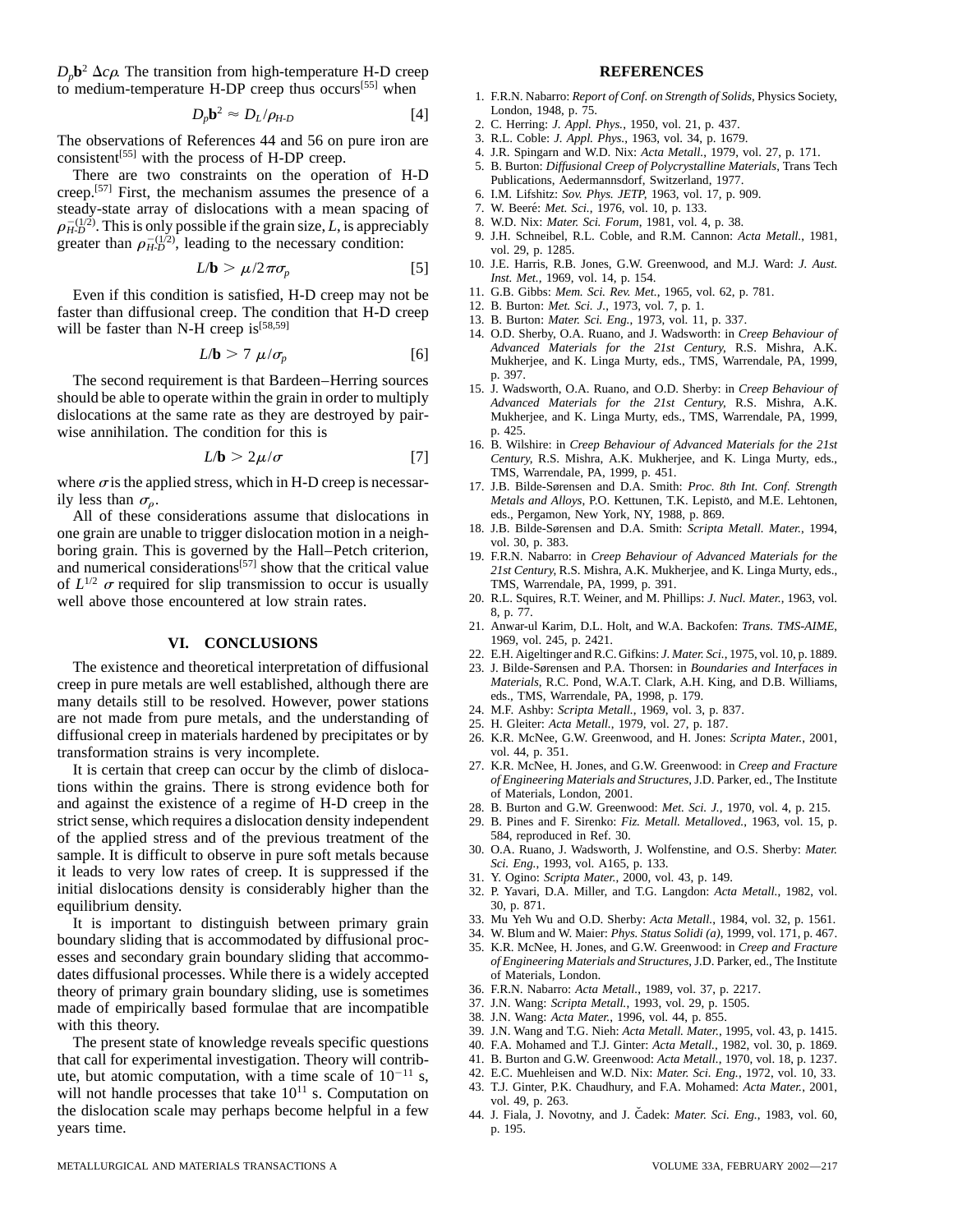$D_p\mathbf{b}^2\ \Delta c\rho$. The transition from high-temperature H-D creep to medium-temperature H-DP creep thus occurs[55] when

$$D_p\mathbf{b}^2 \approx D_L/\rho_{H\text{-}D} \qquad [4]$$

The observations of References 44 and 56 on pure iron are consistent[55] with the process of H-DP creep.

There are two constraints on the operation of H-D creep.[57] First, the mechanism assumes the presence of a steady-state array of dislocations with a mean spacing of $\rho_{H\text{-}D}^{-(1/2)}$. This is only possible if the grain size, $L$, is appreciably greater than $\rho_{H\text{-}D}^{-(1/2)}$, leading to the necessary condition:

$$L/\mathbf{b} > \mu/2\pi\sigma_p \qquad [5]$$

Even if this condition is satisfied, H-D creep may not be faster than diffusional creep. The condition that H-D creep will be faster than N-H creep is[58,59]

$$L/\mathbf{b} > 7\ \mu/\sigma_p \qquad [6]$$

The second requirement is that Bardeen–Herring sources should be able to operate within the grain in order to multiply dislocations at the same rate as they are destroyed by pairwise annihilation. The condition for this is

$$L/\mathbf{b} > 2\mu/\sigma \qquad [7]$$

where $\sigma$ is the applied stress, which in H-D creep is necessarily less than $\sigma_p$.

All of these considerations assume that dislocations in one grain are unable to trigger dislocation motion in a neighboring grain. This is governed by the Hall–Petch criterion, and numerical considerations[57] show that the critical value of $L^{1/2}\ \sigma$ required for slip transmission to occur is usually well above those encountered at low strain rates.

## VI. CONCLUSIONS

The existence and theoretical interpretation of diffusional creep in pure metals are well established, although there are many details still to be resolved. However, power stations are not made from pure metals, and the understanding of diffusional creep in materials hardened by precipitates or by transformation strains is very incomplete.

It is certain that creep can occur by the climb of dislocations within the grains. There is strong evidence both for and against the existence of a regime of H-D creep in the strict sense, which requires a dislocation density independent of the applied stress and of the previous treatment of the sample. It is difficult to observe in pure soft metals because it leads to very low rates of creep. It is suppressed if the initial dislocations density is considerably higher than the equilibrium density.

It is important to distinguish between primary grain boundary sliding that is accommodated by diffusional processes and secondary grain boundary sliding that accommodates diffusional processes. While there is a widely accepted theory of primary grain boundary sliding, use is sometimes made of empirically based formulae that are incompatible with this theory.

The present state of knowledge reveals specific questions that call for experimental investigation. Theory will contribute, but atomic computation, with a time scale of $10^{-11}$ s, will not handle processes that take $10^{11}$ s. Computation on the dislocation scale may perhaps become helpful in a few years time.

## REFERENCES

1. F.R.N. Nabarro: *Report of Conf. on Strength of Solids*, Physics Society, London, 1948, p. 75.
2. C. Herring: *J. Appl. Phys.*, 1950, vol. 21, p. 437.
3. R.L. Coble: *J. Appl. Phys.*, 1963, vol. 34, p. 1679.
4. J.R. Spingarn and W.D. Nix: *Acta Metall.*, 1979, vol. 27, p. 171.
5. B. Burton: *Diffusional Creep of Polycrystalline Materials*, Trans Tech Publications, Aedermannsdorf, Switzerland, 1977.
6. I.M. Lifshitz: *Sov. Phys. JETP*, 1963, vol. 17, p. 909.
7. W. Beeré: *Met. Sci.*, 1976, vol. 10, p. 133.
8. W.D. Nix: *Mater. Sci. Forum*, 1981, vol. 4, p. 38.
9. J.H. Schneibel, R.L. Coble, and R.M. Cannon: *Acta Metall.*, 1981, vol. 29, p. 1285.
10. J.E. Harris, R.B. Jones, G.W. Greenwood, and M.J. Ward: *J. Aust. Inst. Met.*, 1969, vol. 14, p. 154.
11. G.B. Gibbs: *Mem. Sci. Rev. Met.*, 1965, vol. 62, p. 781.
12. B. Burton: *Met. Sci. J.*, 1973, vol. 7, p. 1.
13. B. Burton: *Mater. Sci. Eng.*, 1973, vol. 11, p. 337.
14. O.D. Sherby, O.A. Ruano, and J. Wadsworth: in *Creep Behaviour of Advanced Materials for the 21st Century*, R.S. Mishra, A.K. Mukherjee, and K. Linga Murty, eds., TMS, Warrendale, PA, 1999, p. 397.
15. J. Wadsworth, O.A. Ruano, and O.D. Sherby: in *Creep Behaviour of Advanced Materials for the 21st Century*, R.S. Mishra, A.K. Mukherjee, and K. Linga Murty, eds., TMS, Warrendale, PA, 1999, p. 425.
16. B. Wilshire: in *Creep Behaviour of Advanced Materials for the 21st Century*, R.S. Mishra, A.K. Mukherjee, and K. Linga Murty, eds., TMS, Warrendale, PA, 1999, p. 451.
17. J.B. Bilde-Sørensen and D.A. Smith: *Proc. 8th Int. Conf. Strength Metals and Alloys*, P.O. Kettunen, T.K. Lepistö, and M.E. Lehtonen, eds., Pergamon, New York, NY, 1988, p. 869.
18. J.B. Bilde-Sørensen and D.A. Smith: *Scripta Metall. Mater.*, 1994, vol. 30, p. 383.
19. F.R.N. Nabarro: in *Creep Behaviour of Advanced Materials for the 21st Century*, R.S. Mishra, A.K. Mukherjee, and K. Linga Murty, eds., TMS, Warrendale, PA, 1999, p. 391.
20. R.L. Squires, R.T. Weiner, and M. Phillips: *J. Nucl. Mater.*, 1963, vol. 8, p. 77.
21. Anwar-ul Karim, D.L. Holt, and W.A. Backofen: *Trans. TMS-AIME*, 1969, vol. 245, p. 2421.
22. E.H. Aigeltinger and R.C. Gifkins: *J. Mater. Sci.*, 1975, vol. 10, p. 1889.
23. J. Bilde-Sørensen and P.A. Thorsen: in *Boundaries and Interfaces in Materials*, R.C. Pond, W.A.T. Clark, A.H. King, and D.B. Williams, eds., TMS, Warrendale, PA, 1998, p. 179.
24. M.F. Ashby: *Scripta Metall.*, 1969, vol. 3, p. 837.
25. H. Gleiter: *Acta Metall.*, 1979, vol. 27, p. 187.
26. K.R. McNee, G.W. Greenwood, and H. Jones: *Scripta Mater.*, 2001, vol. 44, p. 351.
27. K.R. McNee, H. Jones, and G.W. Greenwood: in *Creep and Fracture of Engineering Materials and Structures*, J.D. Parker, ed., The Institute of Materials, London, 2001.
28. B. Burton and G.W. Greenwood: *Met. Sci. J.*, 1970, vol. 4, p. 215.
29. B. Pines and F. Sirenko: *Fiz. Metall. Metalloved.*, 1963, vol. 15, p. 584, reproduced in Ref. 30.
30. O.A. Ruano, J. Wadsworth, J. Wolfenstine, and O.S. Sherby: *Mater. Sci. Eng.*, 1993, vol. A165, p. 133.
31. Y. Ogino: *Scripta Mater.*, 2000, vol. 43, p. 149.
32. P. Yavari, D.A. Miller, and T.G. Langdon: *Acta Metall.*, 1982, vol. 30, p. 871.
33. Mu Yeh Wu and O.D. Sherby: *Acta Metall.*, 1984, vol. 32, p. 1561.
34. W. Blum and W. Maier: *Phys. Status Solidi (a)*, 1999, vol. 171, p. 467.
35. K.R. McNee, H. Jones, and G.W. Greenwood: in *Creep and Fracture of Engineering Materials and Structures*, J.D. Parker, ed., The Institute of Materials, London.
36. F.R.N. Nabarro: *Acta Metall.*, 1989, vol. 37, p. 2217.
37. J.N. Wang: *Scripta Metall.*, 1993, vol. 29, p. 1505.
38. J.N. Wang: *Acta Mater.*, 1996, vol. 44, p. 855.
39. J.N. Wang and T.G. Nieh: *Acta Metall. Mater.*, 1995, vol. 43, p. 1415.
40. F.A. Mohamed and T.J. Ginter: *Acta Metall.*, 1982, vol. 30, p. 1869.
41. B. Burton and G.W. Greenwood: *Acta Metall.*, 1970, vol. 18, p. 1237.
42. E.C. Muehleisen and W.D. Nix: *Mater. Sci. Eng.*, 1972, vol. 10, 33.
43. T.J. Ginter, P.K. Chaudhury, and F.A. Mohamed: *Acta Mater.*, 2001, vol. 49, p. 263.
44. J. Fiala, J. Novotny, and J. Čadek: *Mater. Sci. Eng.*, 1983, vol. 60, p. 195.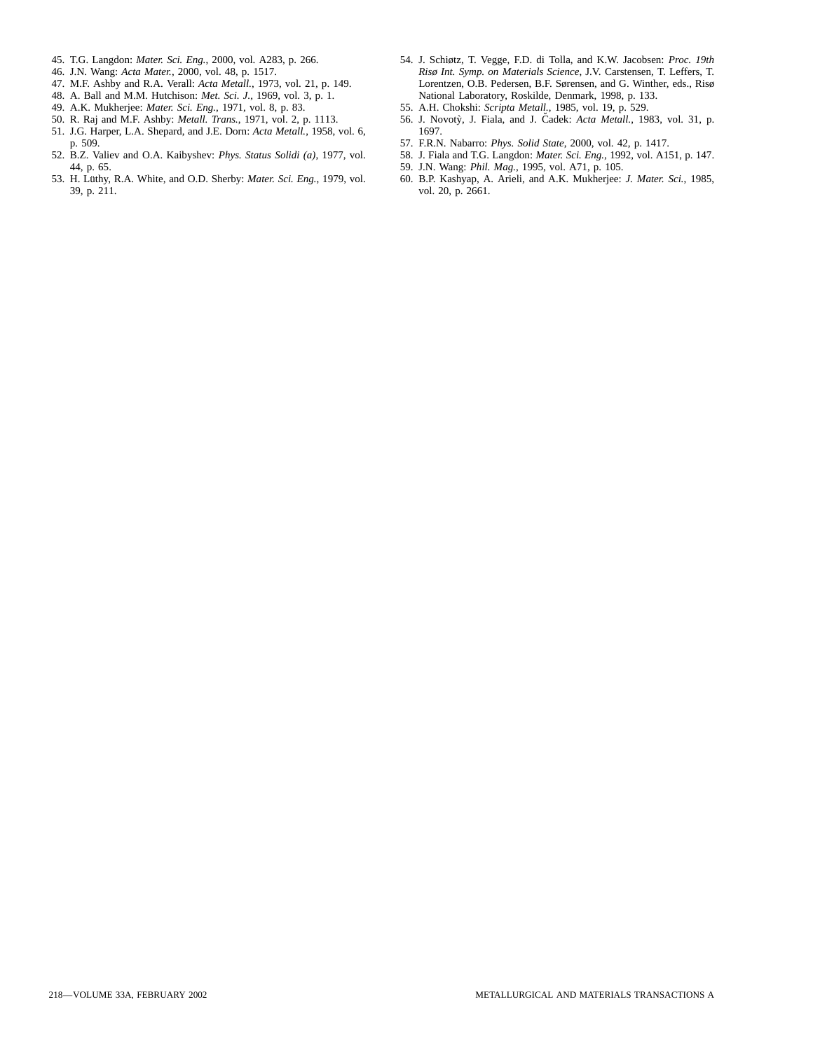45. T.G. Langdon: *Mater. Sci. Eng.*, 2000, vol. A283, p. 266.
46. J.N. Wang: *Acta Mater.*, 2000, vol. 48, p. 1517.
47. M.F. Ashby and R.A. Verall: *Acta Metall.*, 1973, vol. 21, p. 149.
48. A. Ball and M.M. Hutchison: *Met. Sci. J.*, 1969, vol. 3, p. 1.
49. A.K. Mukherjee: *Mater. Sci. Eng.*, 1971, vol. 8, p. 83.
50. R. Raj and M.F. Ashby: *Metall. Trans.*, 1971, vol. 2, p. 1113.
51. J.G. Harper, L.A. Shepard, and J.E. Dorn: *Acta Metall.*, 1958, vol. 6, p. 509.
52. B.Z. Valiev and O.A. Kaibyshev: *Phys. Status Solidi (a)*, 1977, vol. 44, p. 65.
53. H. Lüthy, R.A. White, and O.D. Sherby: *Mater. Sci. Eng.*, 1979, vol. 39, p. 211.
54. J. Schiøtz, T. Vegge, F.D. di Tolla, and K.W. Jacobsen: *Proc. 19th Risø Int. Symp. on Materials Science*, J.V. Carstensen, T. Leffers, T. Lorentzen, O.B. Pedersen, B.F. Sørensen, and G. Winther, eds., Risø National Laboratory, Roskilde, Denmark, 1998, p. 133.
55. A.H. Chokshi: *Scripta Metall.*, 1985, vol. 19, p. 529.
56. J. Novotỳ, J. Fiala, and J. Čadek: *Acta Metall.*, 1983, vol. 31, p. 1697.
57. F.R.N. Nabarro: *Phys. Solid State*, 2000, vol. 42, p. 1417.
58. J. Fiala and T.G. Langdon: *Mater. Sci. Eng.*, 1992, vol. A151, p. 147.
59. J.N. Wang: *Phil. Mag.*, 1995, vol. A71, p. 105.
60. B.P. Kashyap, A. Arieli, and A.K. Mukherjee: *J. Mater. Sci.*, 1985, vol. 20, p. 2661.